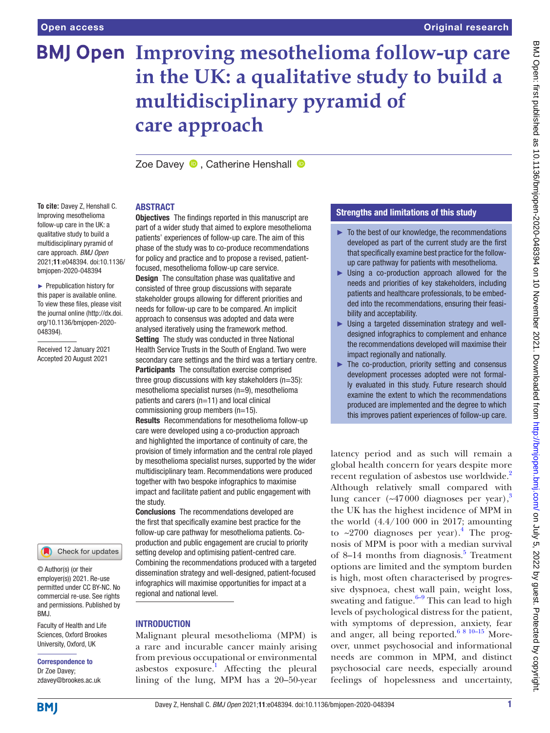# Improving mesothelioma follow-up care in the UK: a qualitative study to build a multidisciplinary pyramid of care approach

Zoe Davey, Catherine Henshall

**To cite:** Davey Z, Henshall C. Improving mesothelioma follow-up care in the UK: a qualitative study to build a multidisciplinary pyramid of care approach. *BMJ Open* 2021;**11**:e048394. doi:10.1136/bmjopen-2020-048394

► Prepublication history for this paper is available online. To view these files, please visit the journal online (http://dx.doi.org/10.1136/bmjopen-2020-048394).

Received 12 January 2021
Accepted 20 August 2021

© Author(s) (or their employer(s)) 2021. Re-use permitted under CC BY-NC. No commercial re-use. See rights and permissions. Published by BMJ.

Faculty of Health and Life Sciences, Oxford Brookes University, Oxford, UK

**Correspondence to**
Dr Zoe Davey;
zdavey@brookes.ac.uk

## ABSTRACT

**Objectives** The findings reported in this manuscript are part of a wider study that aimed to explore mesothelioma patients' experiences of follow-up care. The aim of this phase of the study was to co-produce recommendations for policy and practice and to propose a revised, patient-focused, mesothelioma follow-up care service.

**Design** The consultation phase was qualitative and consisted of three group discussions with separate stakeholder groups allowing for different priorities and needs for follow-up care to be compared. An implicit approach to consensus was adopted and data were analysed iteratively using the framework method.

**Setting** The study was conducted in three National Health Service Trusts in the South of England. Two were secondary care settings and the third was a tertiary centre.

**Participants** The consultation exercise comprised three group discussions with key stakeholders (n=35): mesothelioma specialist nurses (n=9), mesothelioma patients and carers (n=11) and local clinical commissioning group members (n=15).

**Results** Recommendations for mesothelioma follow-up care were developed using a co-production approach and highlighted the importance of continuity of care, the provision of timely information and the central role played by mesothelioma specialist nurses, supported by the wider multidisciplinary team. Recommendations were produced together with two bespoke infographics to maximise impact and facilitate patient and public engagement with the study.

**Conclusions** The recommendations developed are the first that specifically examine best practice for the follow-up care pathway for mesothelioma patients. Co-production and public engagement are crucial to priority setting develop and optimising patient-centred care. Combining the recommendations produced with a targeted dissemination strategy and well-designed, patient-focused infographics will maximise opportunities for impact at a regional and national level.

## Strengths and limitations of this study

- To the best of our knowledge, the recommendations developed as part of the current study are the first that specifically examine best practice for the follow-up care pathway for patients with mesothelioma.
- Using a co-production approach allowed for the needs and priorities of key stakeholders, including patients and healthcare professionals, to be embedded into the recommendations, ensuring their feasibility and acceptability.
- Using a targeted dissemination strategy and well-designed infographics to complement and enhance the recommendations developed will maximise their impact regionally and nationally.
- The co-production, priority setting and consensus development processes adopted were not formally evaluated in this study. Future research should examine the extent to which the recommendations produced are implemented and the degree to which this improves patient experiences of follow-up care.

## INTRODUCTION

Malignant pleural mesothelioma (MPM) is a rare and incurable cancer mainly arising from previous occupational or environmental asbestos exposure.[1] Affecting the pleural lining of the lung, MPM has a 20–50-year latency period and as such will remain a global health concern for years despite more recent regulation of asbestos use worldwide.[2] Although relatively small compared with lung cancer (~47000 diagnoses per year),[3] the UK has the highest incidence of MPM in the world (4.4/100 000 in 2017; amounting to ~2700 diagnoses per year).[4] The prognosis of MPM is poor with a median survival of 8–14 months from diagnosis.[5] Treatment options are limited and the symptom burden is high, most often characterised by progressive dyspnoea, chest wall pain, weight loss, sweating and fatigue.[6–9] This can lead to high levels of psychological distress for the patient, with symptoms of depression, anxiety, fear and anger, all being reported.[6 8 10–15] Moreover, unmet psychosocial and informational needs are common in MPM, and distinct psychosocial care needs, especially around feelings of hopelessness and uncertainty,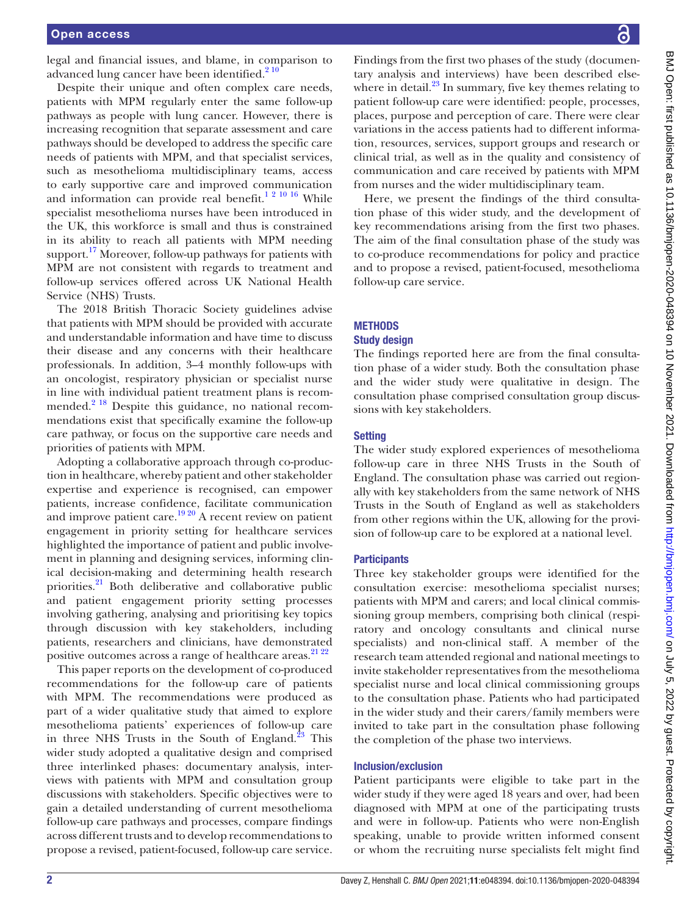legal and financial issues, and blame, in comparison to advanced lung cancer have been identified.[2 10]

Despite their unique and often complex care needs, patients with MPM regularly enter the same follow-up pathways as people with lung cancer. However, there is increasing recognition that separate assessment and care pathways should be developed to address the specific care needs of patients with MPM, and that specialist services, such as mesothelioma multidisciplinary teams, access to early supportive care and improved communication and information can provide real benefit.[1 2 10 16] While specialist mesothelioma nurses have been introduced in the UK, this workforce is small and thus is constrained in its ability to reach all patients with MPM needing support.[17] Moreover, follow-up pathways for patients with MPM are not consistent with regards to treatment and follow-up services offered across UK National Health Service (NHS) Trusts.

The 2018 British Thoracic Society guidelines advise that patients with MPM should be provided with accurate and understandable information and have time to discuss their disease and any concerns with their healthcare professionals. In addition, 3–4 monthly follow-ups with an oncologist, respiratory physician or specialist nurse in line with individual patient treatment plans is recommended.[2 18] Despite this guidance, no national recommendations exist that specifically examine the follow-up care pathway, or focus on the supportive care needs and priorities of patients with MPM.

Adopting a collaborative approach through co-production in healthcare, whereby patient and other stakeholder expertise and experience is recognised, can empower patients, increase confidence, facilitate communication and improve patient care.[19 20] A recent review on patient engagement in priority setting for healthcare services highlighted the importance of patient and public involvement in planning and designing services, informing clinical decision-making and determining health research priorities.[21] Both deliberative and collaborative public and patient engagement priority setting processes involving gathering, analysing and prioritising key topics through discussion with key stakeholders, including patients, researchers and clinicians, have demonstrated positive outcomes across a range of healthcare areas.[21 22]

This paper reports on the development of co-produced recommendations for the follow-up care of patients with MPM. The recommendations were produced as part of a wider qualitative study that aimed to explore mesothelioma patients' experiences of follow-up care in three NHS Trusts in the South of England.[23] This wider study adopted a qualitative design and comprised three interlinked phases: documentary analysis, interviews with patients with MPM and consultation group discussions with stakeholders. Specific objectives were to gain a detailed understanding of current mesothelioma follow-up care pathways and processes, compare findings across different trusts and to develop recommendations to propose a revised, patient-focused, follow-up care service.

Findings from the first two phases of the study (documentary analysis and interviews) have been described elsewhere in detail.[23] In summary, five key themes relating to patient follow-up care were identified: people, processes, places, purpose and perception of care. There were clear variations in the access patients had to different information, resources, services, support groups and research or clinical trial, as well as in the quality and consistency of communication and care received by patients with MPM from nurses and the wider multidisciplinary team.

Here, we present the findings of the third consultation phase of this wider study, and the development of key recommendations arising from the first two phases. The aim of the final consultation phase of the study was to co-produce recommendations for policy and practice and to propose a revised, patient-focused, mesothelioma follow-up care service.

## METHODS

### Study design

The findings reported here are from the final consultation phase of a wider study. Both the consultation phase and the wider study were qualitative in design. The consultation phase comprised consultation group discussions with key stakeholders.

### Setting

The wider study explored experiences of mesothelioma follow-up care in three NHS Trusts in the South of England. The consultation phase was carried out regionally with key stakeholders from the same network of NHS Trusts in the South of England as well as stakeholders from other regions within the UK, allowing for the provision of follow-up care to be explored at a national level.

### Participants

Three key stakeholder groups were identified for the consultation exercise: mesothelioma specialist nurses; patients with MPM and carers; and local clinical commissioning group members, comprising both clinical (respiratory and oncology consultants and clinical nurse specialists) and non-clinical staff. A member of the research team attended regional and national meetings to invite stakeholder representatives from the mesothelioma specialist nurse and local clinical commissioning groups to the consultation phase. Patients who had participated in the wider study and their carers/family members were invited to take part in the consultation phase following the completion of the phase two interviews.

### Inclusion/exclusion

Patient participants were eligible to take part in the wider study if they were aged 18 years and over, had been diagnosed with MPM at one of the participating trusts and were in follow-up. Patients who were non-English speaking, unable to provide written informed consent or whom the recruiting nurse specialists felt might find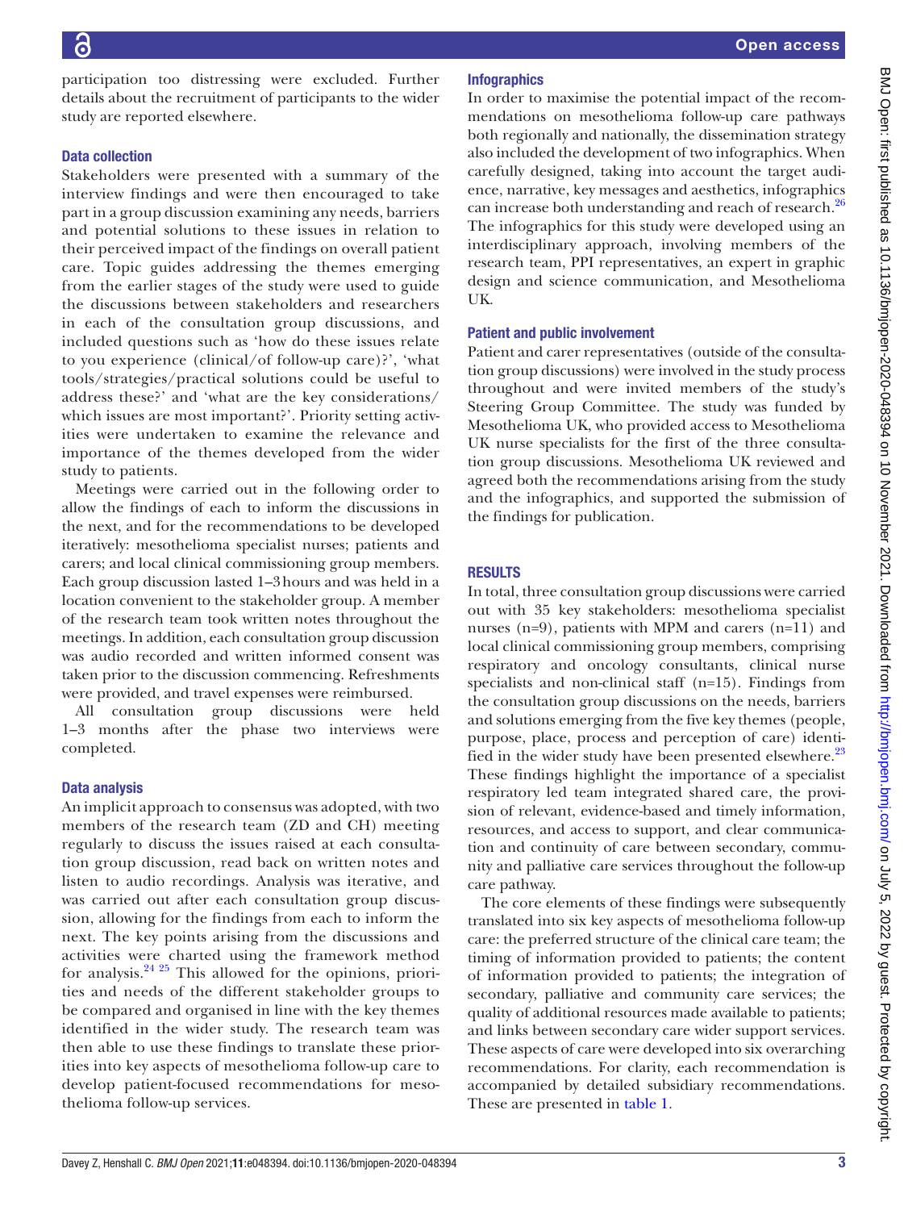participation too distressing were excluded. Further details about the recruitment of participants to the wider study are reported elsewhere.

### Data collection

Stakeholders were presented with a summary of the interview findings and were then encouraged to take part in a group discussion examining any needs, barriers and potential solutions to these issues in relation to their perceived impact of the findings on overall patient care. Topic guides addressing the themes emerging from the earlier stages of the study were used to guide the discussions between stakeholders and researchers in each of the consultation group discussions, and included questions such as 'how do these issues relate to you experience (clinical/of follow-up care)?', 'what tools/strategies/practical solutions could be useful to address these?' and 'what are the key considerations/which issues are most important?'. Priority setting activities were undertaken to examine the relevance and importance of the themes developed from the wider study to patients.

Meetings were carried out in the following order to allow the findings of each to inform the discussions in the next, and for the recommendations to be developed iteratively: mesothelioma specialist nurses; patients and carers; and local clinical commissioning group members. Each group discussion lasted 1–3 hours and was held in a location convenient to the stakeholder group. A member of the research team took written notes throughout the meetings. In addition, each consultation group discussion was audio recorded and written informed consent was taken prior to the discussion commencing. Refreshments were provided, and travel expenses were reimbursed.

All consultation group discussions were held 1–3 months after the phase two interviews were completed.

### Data analysis

An implicit approach to consensus was adopted, with two members of the research team (ZD and CH) meeting regularly to discuss the issues raised at each consultation group discussion, read back on written notes and listen to audio recordings. Analysis was iterative, and was carried out after each consultation group discussion, allowing for the findings from each to inform the next. The key points arising from the discussions and activities were charted using the framework method for analysis.[24 25] This allowed for the opinions, priorities and needs of the different stakeholder groups to be compared and organised in line with the key themes identified in the wider study. The research team was then able to use these findings to translate these priorities into key aspects of mesothelioma follow-up care to develop patient-focused recommendations for mesothelioma follow-up services.

### Infographics

In order to maximise the potential impact of the recommendations on mesothelioma follow-up care pathways both regionally and nationally, the dissemination strategy also included the development of two infographics. When carefully designed, taking into account the target audience, narrative, key messages and aesthetics, infographics can increase both understanding and reach of research.[26] The infographics for this study were developed using an interdisciplinary approach, involving members of the research team, PPI representatives, an expert in graphic design and science communication, and Mesothelioma UK.

### Patient and public involvement

Patient and carer representatives (outside of the consultation group discussions) were involved in the study process throughout and were invited members of the study's Steering Group Committee. The study was funded by Mesothelioma UK, who provided access to Mesothelioma UK nurse specialists for the first of the three consultation group discussions. Mesothelioma UK reviewed and agreed both the recommendations arising from the study and the infographics, and supported the submission of the findings for publication.

## RESULTS

In total, three consultation group discussions were carried out with 35 key stakeholders: mesothelioma specialist nurses (n=9), patients with MPM and carers (n=11) and local clinical commissioning group members, comprising respiratory and oncology consultants, clinical nurse specialists and non-clinical staff (n=15). Findings from the consultation group discussions on the needs, barriers and solutions emerging from the five key themes (people, purpose, place, process and perception of care) identified in the wider study have been presented elsewhere.[23] These findings highlight the importance of a specialist respiratory led team integrated shared care, the provision of relevant, evidence-based and timely information, resources, and access to support, and clear communication and continuity of care between secondary, community and palliative care services throughout the follow-up care pathway.

The core elements of these findings were subsequently translated into six key aspects of mesothelioma follow-up care: the preferred structure of the clinical care team; the timing of information provided to patients; the content of information provided to patients; the integration of secondary, palliative and community care services; the quality of additional resources made available to patients; and links between secondary care wider support services. These aspects of care were developed into six overarching recommendations. For clarity, each recommendation is accompanied by detailed subsidiary recommendations. These are presented in table 1.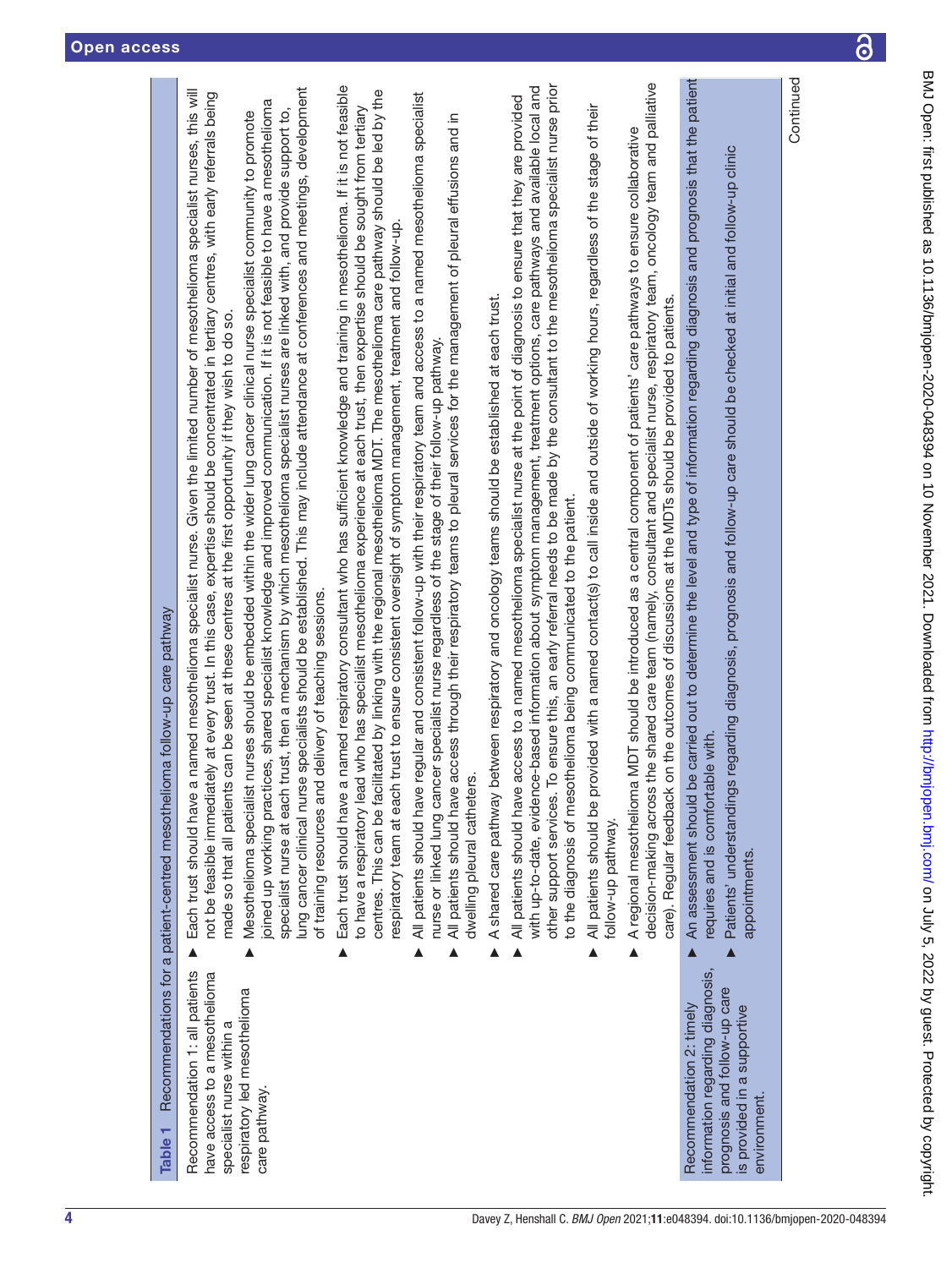**Table 1** Recommendations for a patient-centred mesothelioma follow-up care pathway

| | |
|---|---|
| Recommendation 1: all patients have access to a mesothelioma specialist nurse within a respiratory led mesothelioma care pathway. | ▶ Each trust should have a named mesothelioma specialist nurse. Given the limited number of mesothelioma specialist nurses, this will not be feasible immediately at every trust. In this case, expertise should be concentrated in tertiary centres, with early referrals being made so that all patients can be seen at these centres at the first opportunity if they wish to do so.<br>▶ Mesothelioma specialist nurses should be embedded within the wider lung cancer clinical nurse specialist community to promote joined up working practices, shared specialist knowledge and improved communication. If it is not feasible to have a mesothelioma specialist nurse at each trust, then a mechanism by which mesothelioma specialist nurses are linked with, and provide support to, lung cancer clinical nurse specialists should be established. This may include attendance at conferences and meetings, development of training resources and delivery of teaching sessions.<br>▶ Each trust should have a named respiratory consultant who has sufficient knowledge and training in mesothelioma. If it is not feasible to have a respiratory lead who has specialist mesothelioma experience at each trust, then expertise should be sought from tertiary centres. This can be facilitated by linking with the regional mesothelioma MDT. The mesothelioma care pathway should be led by the respiratory team at each trust to ensure consistent oversight of symptom management, treatment and follow-up.<br>▶ All patients should have regular and consistent follow-up with their respiratory team and access to a named mesothelioma specialist nurse or linked lung cancer specialist nurse regardless of the stage of their follow-up pathway.<br>▶ All patients should have access through their respiratory teams to pleural services for the management of pleural effusions and in dwelling pleural catheters.<br>▶ A shared care pathway between respiratory and oncology teams should be established at each trust.<br>▶ All patients should have access to a named mesothelioma specialist nurse at the point of diagnosis to ensure that they are provided with up-to-date, evidence-based information about symptom management, treatment options, care pathways and available local and other support services. To ensure this, an early referral needs to be made by the consultant to the mesothelioma specialist nurse prior to the diagnosis of mesothelioma being communicated to the patient.<br>▶ All patients should be provided with a named contact(s) to call inside and outside of working hours, regardless of the stage of their follow-up pathway.<br>▶ A regional mesothelioma MDT should be introduced as a central component of patients' care pathways to ensure collaborative decision-making across the shared care team (namely, consultant and specialist nurse, respiratory team, oncology team and palliative care). Regular feedback on the outcomes of discussions at the MDTs should be provided to patients. |
| Recommendation 2: timely information regarding diagnosis, prognosis and follow-up care is provided in a supportive environment. | ▶ An assessment should be carried out to determine the level and type of information regarding diagnosis and prognosis that the patient requires and is comfortable with.<br>▶ Patients' understandings regarding diagnosis, prognosis and follow-up care should be checked at initial and follow-up clinic appointments. |

Continued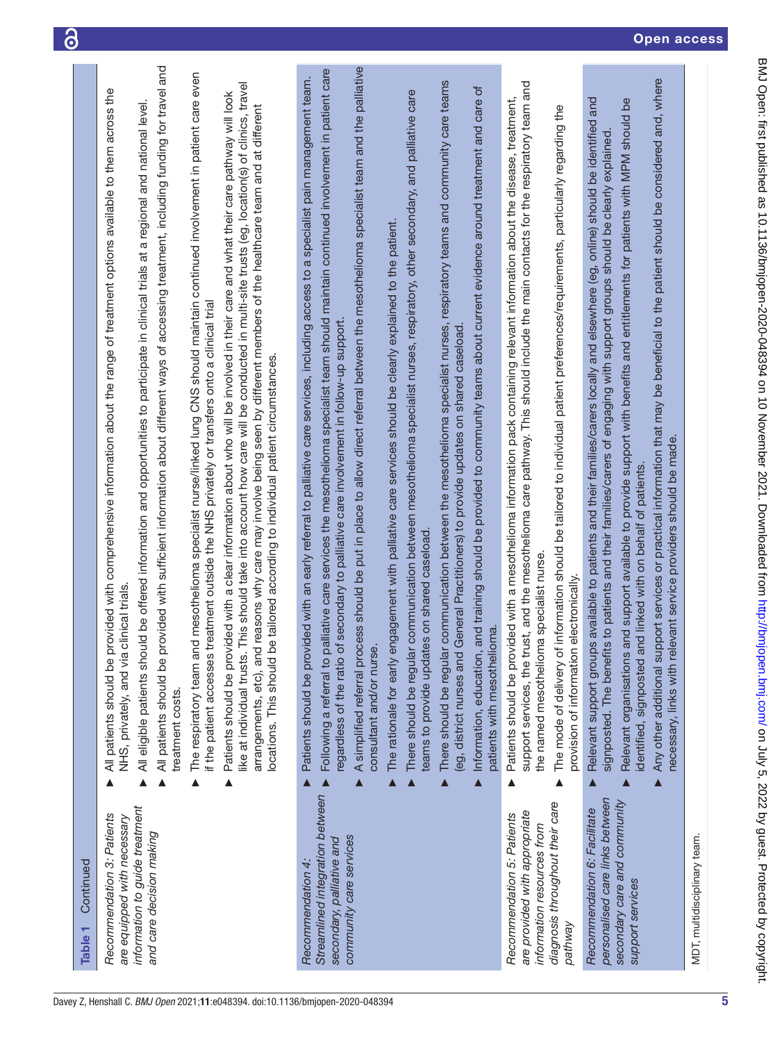**Table 1** Continued

| Recommendation | Details |
|---|---|
| *Recommendation 3: Patients are equipped with necessary information to guide treatment and care decision making* | ▶ All patients should be provided with comprehensive information about the range of treatment options available to them across the NHS, privately, and via clinical trials.<br>▶ All eligible patients should be offered information and opportunities to participate in clinical trials at a regional and national level.<br>▶ All patients should be provided with sufficient information about different ways of accessing treatment, including funding for travel and treatment costs.<br>▶ The respiratory team and mesothelioma specialist nurse/linked lung CNS should maintain continued involvement in patient care even if the patient accesses treatment outside the NHS privately or transfers onto a clinical trial<br>▶ Patients should be provided with a clear information about who will be involved in their care and what their care pathway will look like at individual trusts. This should take into account how care will be conducted in multi-site trusts (eg, location(s) of clinics, travel arrangements, etc), and reasons why care may involve being seen by different members of the healthcare team and at different locations. This should be tailored according to individual patient circumstances. |
| *Recommendation 4: Streamlined integration between secondary, palliative and community care services* | ▶ Patients should be provided with an early referral to palliative care services, including access to a specialist pain management team.<br>▶ Following a referral to palliative care services the mesothelioma specialist team should maintain continued involvement in patient care regardless of the ratio of secondary to palliative care involvement in follow-up support.<br>▶ A simplified referral process should be put in place to allow direct referral between the mesothelioma specialist team and the palliative consultant and/or nurse.<br>▶ The rationale for early engagement with palliative care services should be clearly explained to the patient.<br>▶ There should be regular communication between mesothelioma specialist nurses, respiratory, other secondary, and palliative care teams to provide updates on shared caseload.<br>▶ There should be regular communication between the mesothelioma specialist nurses, respiratory teams and community care teams (eg, district nurses and General Practitioners) to provide updates on shared caseload.<br>▶ Information, education, and training should be provided to community teams about current evidence around treatment and care of patients with mesothelioma. |
| *Recommendation 5: Patients are provided with appropriate information resources from diagnosis throughout their care pathway* | ▶ Patients should be provided with a mesothelioma information pack containing relevant information about the disease, treatment, support services, the trust, and the mesothelioma care pathway. This should include the main contacts for the respiratory team and the named mesothelioma specialist nurse.<br>▶ The mode of delivery of information should be tailored to individual patient preferences/requirements, particularly regarding the provision of information electronically. |
| *Recommendation 6: Facilitate personalised care links between secondary care and community support services* | ▶ Relevant support groups available to patients and their families/carers locally and elsewhere (eg, online) should be identified and signposted. The benefits to patients and their families/carers of engaging with support groups should be clearly explained.<br>▶ Relevant organisations and support available to provide support with benefits and entitlements for patients with MPM should be identified, signposted and linked with on behalf of patients.<br>▶ Any other additional support services or practical information that may be beneficial to the patient should be considered and, where necessary, links with relevant service providers should be made. |

MDT, multidisciplinary team.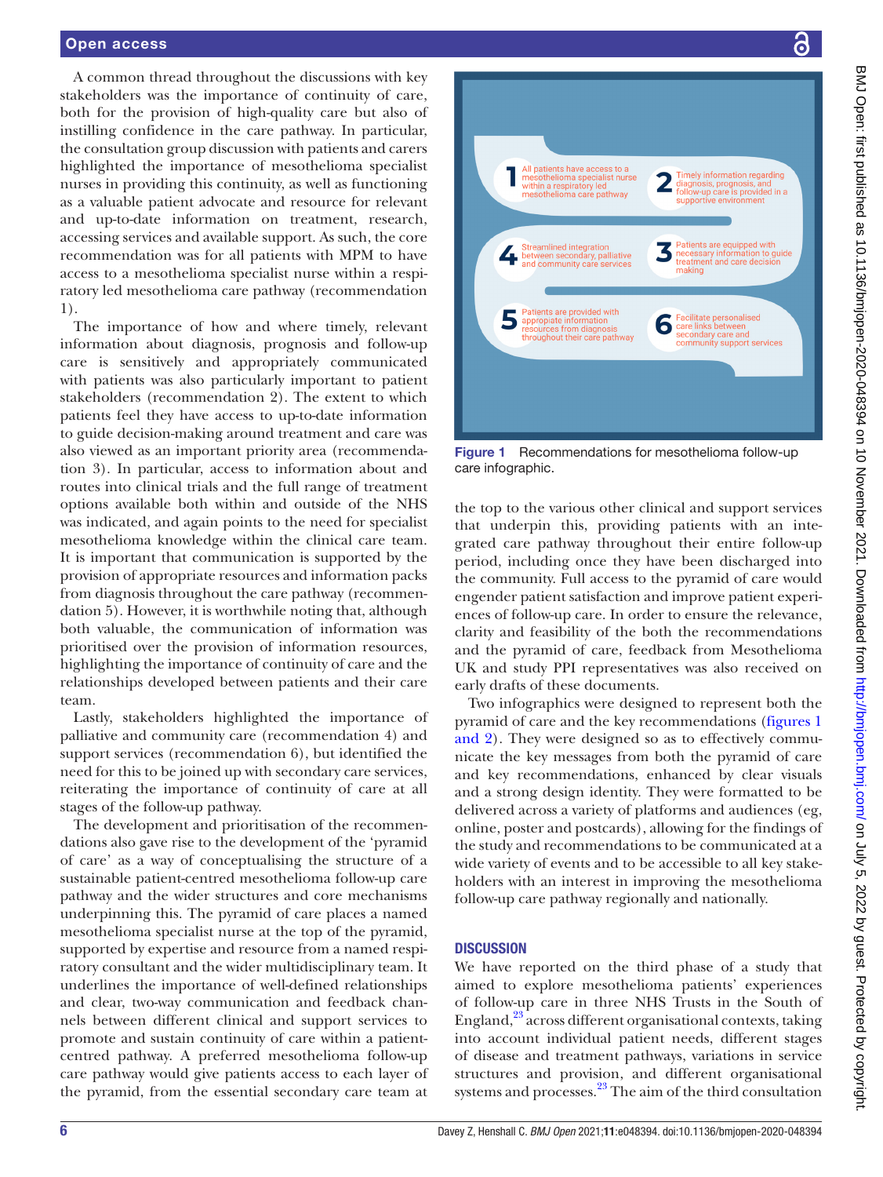A common thread throughout the discussions with key stakeholders was the importance of continuity of care, both for the provision of high-quality care but also of instilling confidence in the care pathway. In particular, the consultation group discussion with patients and carers highlighted the importance of mesothelioma specialist nurses in providing this continuity, as well as functioning as a valuable patient advocate and resource for relevant and up-to-date information on treatment, research, accessing services and available support. As such, the core recommendation was for all patients with MPM to have access to a mesothelioma specialist nurse within a respiratory led mesothelioma care pathway (recommendation 1).

The importance of how and where timely, relevant information about diagnosis, prognosis and follow-up care is sensitively and appropriately communicated with patients was also particularly important to patient stakeholders (recommendation 2). The extent to which patients feel they have access to up-to-date information to guide decision-making around treatment and care was also viewed as an important priority area (recommendation 3). In particular, access to information about and routes into clinical trials and the full range of treatment options available both within and outside of the NHS was indicated, and again points to the need for specialist mesothelioma knowledge within the clinical care team. It is important that communication is supported by the provision of appropriate resources and information packs from diagnosis throughout the care pathway (recommendation 5). However, it is worthwhile noting that, although both valuable, the communication of information was prioritised over the provision of information resources, highlighting the importance of continuity of care and the relationships developed between patients and their care team.

Lastly, stakeholders highlighted the importance of palliative and community care (recommendation 4) and support services (recommendation 6), but identified the need for this to be joined up with secondary care services, reiterating the importance of continuity of care at all stages of the follow-up pathway.

The development and prioritisation of the recommendations also gave rise to the development of the 'pyramid of care' as a way of conceptualising the structure of a sustainable patient-centred mesothelioma follow-up care pathway and the wider structures and core mechanisms underpinning this. The pyramid of care places a named mesothelioma specialist nurse at the top of the pyramid, supported by expertise and resource from a named respiratory consultant and the wider multidisciplinary team. It underlines the importance of well-defined relationships and clear, two-way communication and feedback channels between different clinical and support services to promote and sustain continuity of care within a patient-centred pathway. A preferred mesothelioma follow-up care pathway would give patients access to each layer of the pyramid, from the essential secondary care team at the top to the various other clinical and support services that underpin this, providing patients with an integrated care pathway throughout their entire follow-up period, including once they have been discharged into the community. Full access to the pyramid of care would engender patient satisfaction and improve patient experiences of follow-up care. In order to ensure the relevance, clarity and feasibility of the both the recommendations and the pyramid of care, feedback from Mesothelioma UK and study PPI representatives was also received on early drafts of these documents.

1. All patients have access to a mesothelioma specialist nurse within a respiratory led mesothelioma care pathway
2. Timely information regarding diagnosis, prognosis, and follow-up care is provided in a supportive environment
3. Patients are equipped with necessary information to guide treatment and care decision making
4. Streamlined integration between secondary, palliative and community care services
5. Patients are provided with appropriate information resources from diagnosis throughout their care pathway
6. Facilitate personalised care links between secondary care and community support services

**Figure 1** Recommendations for mesothelioma follow-up care infographic.

Two infographics were designed to represent both the pyramid of care and the key recommendations (figures 1 and 2). They were designed so as to effectively communicate the key messages from both the pyramid of care and key recommendations, enhanced by clear visuals and a strong design identity. They were formatted to be delivered across a variety of platforms and audiences (eg, online, poster and postcards), allowing for the findings of the study and recommendations to be communicated at a wide variety of events and to be accessible to all key stakeholders with an interest in improving the mesothelioma follow-up care pathway regionally and nationally.

## DISCUSSION

We have reported on the third phase of a study that aimed to explore mesothelioma patients' experiences of follow-up care in three NHS Trusts in the South of England,[23] across different organisational contexts, taking into account individual patient needs, different stages of disease and treatment pathways, variations in service structures and provision, and different organisational systems and processes.[23] The aim of the third consultation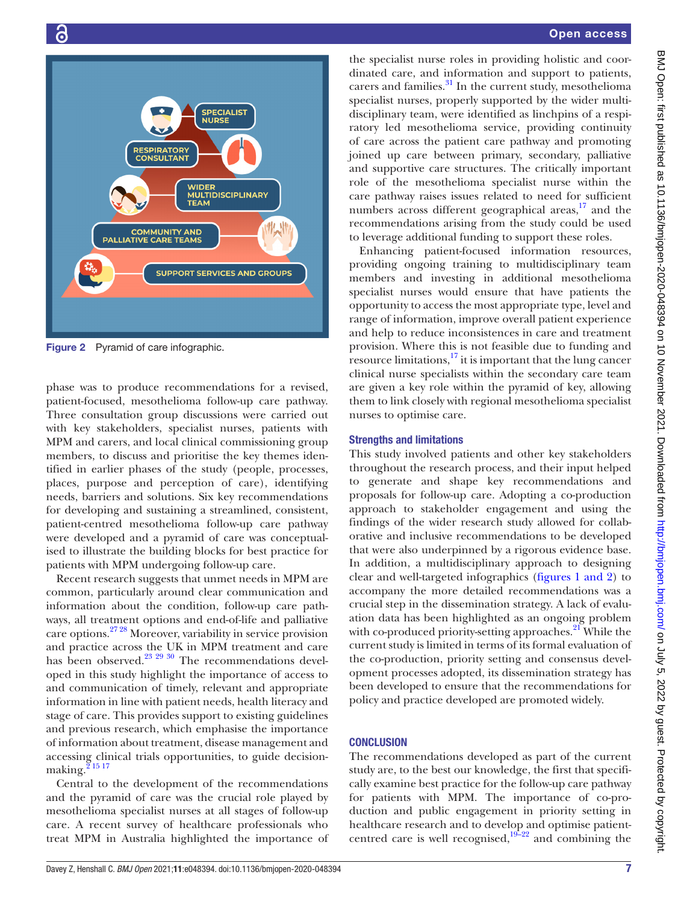Figure 2 Pyramid of care infographic.

phase was to produce recommendations for a revised, patient-focused, mesothelioma follow-up care pathway. Three consultation group discussions were carried out with key stakeholders, specialist nurses, patients with MPM and carers, and local clinical commissioning group members, to discuss and prioritise the key themes identified in earlier phases of the study (people, processes, places, purpose and perception of care), identifying needs, barriers and solutions. Six key recommendations for developing and sustaining a streamlined, consistent, patient-centred mesothelioma follow-up care pathway were developed and a pyramid of care was conceptualised to illustrate the building blocks for best practice for patients with MPM undergoing follow-up care.

Recent research suggests that unmet needs in MPM are common, particularly around clear communication and information about the condition, follow-up care pathways, all treatment options and end-of-life and palliative care options.[27 28] Moreover, variability in service provision and practice across the UK in MPM treatment and care has been observed.[23 29 30] The recommendations developed in this study highlight the importance of access to and communication of timely, relevant and appropriate information in line with patient needs, health literacy and stage of care. This provides support to existing guidelines and previous research, which emphasise the importance of information about treatment, disease management and accessing clinical trials opportunities, to guide decision-making.[2 15 17]

Central to the development of the recommendations and the pyramid of care was the crucial role played by mesothelioma specialist nurses at all stages of follow-up care. A recent survey of healthcare professionals who treat MPM in Australia highlighted the importance of the specialist nurse roles in providing holistic and coordinated care, and information and support to patients, carers and families.[31] In the current study, mesothelioma specialist nurses, properly supported by the wider multidisciplinary team, were identified as linchpins of a respiratory led mesothelioma service, providing continuity of care across the patient care pathway and promoting joined up care between primary, secondary, palliative and supportive care structures. The critically important role of the mesothelioma specialist nurse within the care pathway raises issues related to need for sufficient numbers across different geographical areas,[17] and the recommendations arising from the study could be used to leverage additional funding to support these roles.

Enhancing patient-focused information resources, providing ongoing training to multidisciplinary team members and investing in additional mesothelioma specialist nurses would ensure that have patients the opportunity to access the most appropriate type, level and range of information, improve overall patient experience and help to reduce inconsistences in care and treatment provision. Where this is not feasible due to funding and resource limitations,[17] it is important that the lung cancer clinical nurse specialists within the secondary care team are given a key role within the pyramid of key, allowing them to link closely with regional mesothelioma specialist nurses to optimise care.

### Strengths and limitations

This study involved patients and other key stakeholders throughout the research process, and their input helped to generate and shape key recommendations and proposals for follow-up care. Adopting a co-production approach to stakeholder engagement and using the findings of the wider research study allowed for collaborative and inclusive recommendations to be developed that were also underpinned by a rigorous evidence base. In addition, a multidisciplinary approach to designing clear and well-targeted infographics (figures 1 and 2) to accompany the more detailed recommendations was a crucial step in the dissemination strategy. A lack of evaluation data has been highlighted as an ongoing problem with co-produced priority-setting approaches.[21] While the current study is limited in terms of its formal evaluation of the co-production, priority setting and consensus development processes adopted, its dissemination strategy has been developed to ensure that the recommendations for policy and practice developed are promoted widely.

## CONCLUSION

The recommendations developed as part of the current study are, to the best our knowledge, the first that specifically examine best practice for the follow-up care pathway for patients with MPM. The importance of co-production and public engagement in priority setting in healthcare research and to develop and optimise patient-centred care is well recognised,[19–22] and combining the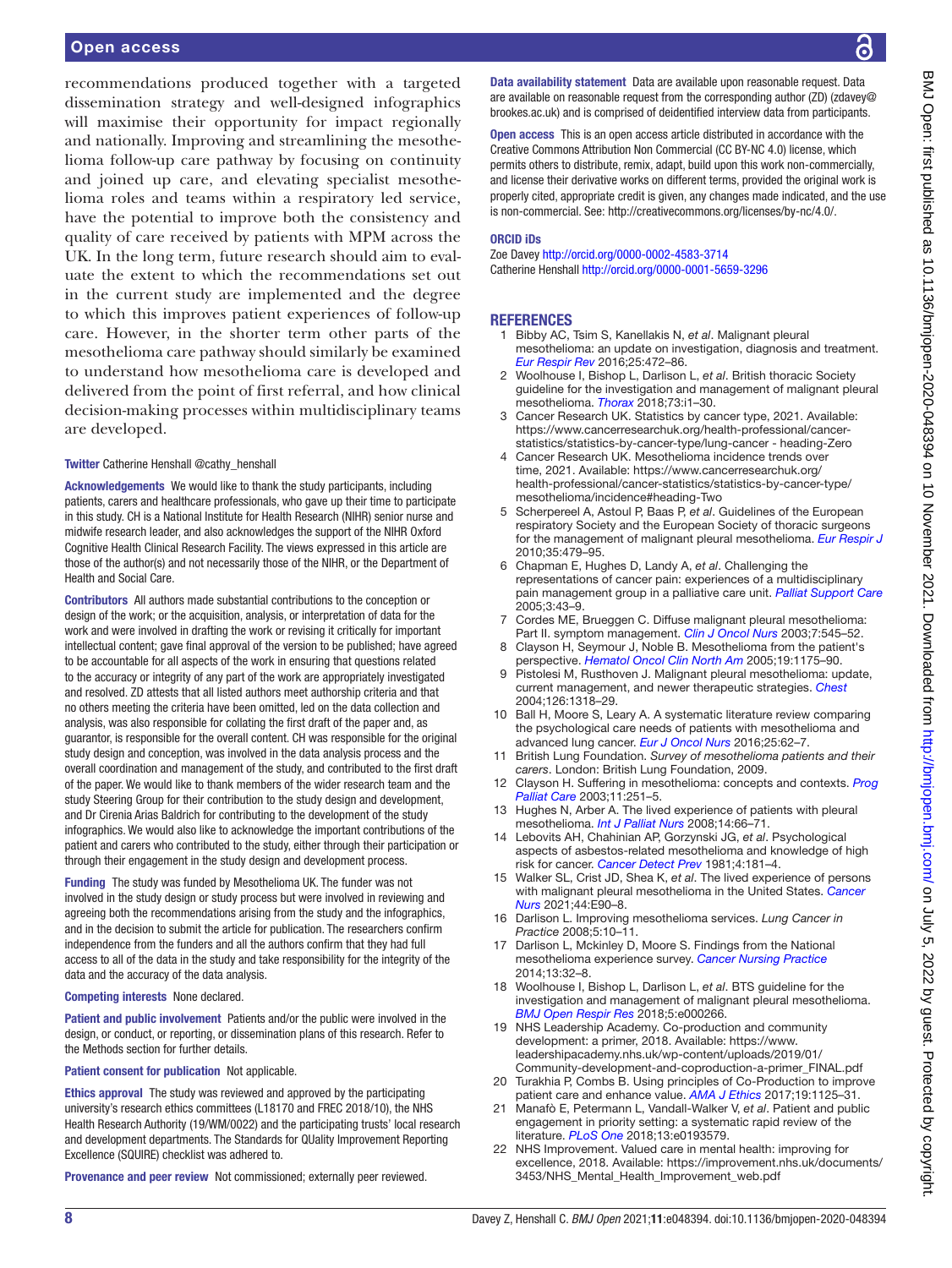recommendations produced together with a targeted dissemination strategy and well-designed infographics will maximise their opportunity for impact regionally and nationally. Improving and streamlining the mesothelioma follow-up care pathway by focusing on continuity and joined up care, and elevating specialist mesothelioma roles and teams within a respiratory led service, have the potential to improve both the consistency and quality of care received by patients with MPM across the UK. In the long term, future research should aim to evaluate the extent to which the recommendations set out in the current study are implemented and the degree to which this improves patient experiences of follow-up care. However, in the shorter term other parts of the mesothelioma care pathway should similarly be examined to understand how mesothelioma care is developed and delivered from the point of first referral, and how clinical decision-making processes within multidisciplinary teams are developed.

**Twitter** Catherine Henshall @cathy_henshall

**Acknowledgements** We would like to thank the study participants, including patients, carers and healthcare professionals, who gave up their time to participate in this study. CH is a National Institute for Health Research (NIHR) senior nurse and midwife research leader, and also acknowledges the support of the NIHR Oxford Cognitive Health Clinical Research Facility. The views expressed in this article are those of the author(s) and not necessarily those of the NIHR, or the Department of Health and Social Care.

**Contributors** All authors made substantial contributions to the conception or design of the work; or the acquisition, analysis, or interpretation of data for the work and were involved in drafting the work or revising it critically for important intellectual content; gave final approval of the version to be published; have agreed to be accountable for all aspects of the work in ensuring that questions related to the accuracy or integrity of any part of the work are appropriately investigated and resolved. ZD attests that all listed authors meet authorship criteria and that no others meeting the criteria have been omitted, led on the data collection and analysis, was also responsible for collating the first draft of the paper and, as guarantor, is responsible for the overall content. CH was responsible for the original study design and conception, was involved in the data analysis process and the overall coordination and management of the study, and contributed to the first draft of the paper. We would like to thank members of the wider research team and the study Steering Group for their contribution to the study design and development, and Dr Cirenia Arias Baldrich for contributing to the development of the study infographics. We would also like to acknowledge the important contributions of the patient and carers who contributed to the study, either through their participation or through their engagement in the study design and development process.

**Funding** The study was funded by Mesothelioma UK. The funder was not involved in the study design or study process but were involved in reviewing and agreeing both the recommendations arising from the study and the infographics, and in the decision to submit the article for publication. The researchers confirm independence from the funders and all the authors confirm that they had full access to all of the data in the study and take responsibility for the integrity of the data and the accuracy of the data analysis.

**Competing interests** None declared.

**Patient and public involvement** Patients and/or the public were involved in the design, or conduct, or reporting, or dissemination plans of this research. Refer to the Methods section for further details.

**Patient consent for publication** Not applicable.

**Ethics approval** The study was reviewed and approved by the participating university's research ethics committees (L18170 and FREC 2018/10), the NHS Health Research Authority (19/WM/0022) and the participating trusts' local research and development departments. The Standards for QUality Improvement Reporting Excellence (SQUIRE) checklist was adhered to.

**Provenance and peer review** Not commissioned; externally peer reviewed.

**Data availability statement** Data are available upon reasonable request. Data are available on reasonable request from the corresponding author (ZD) (zdavey@brookes.ac.uk) and is comprised of deidentified interview data from participants.

**Open access** This is an open access article distributed in accordance with the Creative Commons Attribution Non Commercial (CC BY-NC 4.0) license, which permits others to distribute, remix, adapt, build upon this work non-commercially, and license their derivative works on different terms, provided the original work is properly cited, appropriate credit is given, any changes made indicated, and the use is non-commercial. See: http://creativecommons.org/licenses/by-nc/4.0/.

**ORCID iDs**

Zoe Davey http://orcid.org/0000-0002-4583-3714
Catherine Henshall http://orcid.org/0000-0001-5659-3296

## REFERENCES

1. Bibby AC, Tsim S, Kanellakis N, *et al*. Malignant pleural mesothelioma: an update on investigation, diagnosis and treatment. *Eur Respir Rev* 2016;25:472–86.
2. Woolhouse I, Bishop L, Darlison L, *et al*. British thoracic Society guideline for the investigation and management of malignant pleural mesothelioma. *Thorax* 2018;73:i1–30.
3. Cancer Research UK. Statistics by cancer type, 2021. Available: https://www.cancerresearchuk.org/health-professional/cancer-statistics/statistics-by-cancer-type/lung-cancer - heading-Zero
4. Cancer Research UK. Mesothelioma incidence trends over time, 2021. Available: https://www.cancerresearchuk.org/health-professional/cancer-statistics/statistics-by-cancer-type/mesothelioma/incidence#heading-Two
5. Scherpereel A, Astoul P, Baas P, *et al*. Guidelines of the European respiratory Society and the European Society of thoracic surgeons for the management of malignant pleural mesothelioma. *Eur Respir J* 2010;35:479–95.
6. Chapman E, Hughes D, Landy A, *et al*. Challenging the representations of cancer pain: experiences of a multidisciplinary pain management group in a palliative care unit. *Palliat Support Care* 2005;3:43–9.
7. Cordes ME, Brueggen C. Diffuse malignant pleural mesothelioma: Part II. symptom management. *Clin J Oncol Nurs* 2003;7:545–52.
8. Clayson H, Seymour J, Noble B. Mesothelioma from the patient's perspective. *Hematol Oncol Clin North Am* 2005;19:1175–90.
9. Pistolesi M, Rusthoven J. Malignant pleural mesothelioma: update, current management, and newer therapeutic strategies. *Chest* 2004;126:1318–29.
10. Ball H, Moore S, Leary A. A systematic literature review comparing the psychological care needs of patients with mesothelioma and advanced lung cancer. *Eur J Oncol Nurs* 2016;25:62–7.
11. British Lung Foundation. *Survey of mesothelioma patients and their carers*. London: British Lung Foundation, 2009.
12. Clayson H. Suffering in mesothelioma: concepts and contexts. *Prog Palliat Care* 2003;11:251–5.
13. Hughes N, Arber A. The lived experience of patients with pleural mesothelioma. *Int J Palliat Nurs* 2008;14:66–71.
14. Lebovits AH, Chahinian AP, Gorzynski JG, *et al*. Psychological aspects of asbestos-related mesothelioma and knowledge of high risk for cancer. *Cancer Detect Prev* 1981;4:181–4.
15. Walker SL, Crist JD, Shea K, *et al*. The lived experience of persons with malignant pleural mesothelioma in the United States. *Cancer Nurs* 2021;44:E90–8.
16. Darlison L. Improving mesothelioma services. *Lung Cancer in Practice* 2008;5:10–11.
17. Darlison L, Mckinley D, Moore S. Findings from the National mesothelioma experience survey. *Cancer Nursing Practice* 2014;13:32–8.
18. Woolhouse I, Bishop L, Darlison L, *et al*. BTS guideline for the investigation and management of malignant pleural mesothelioma. *BMJ Open Respir Res* 2018;5:e000266.
19. NHS Leadership Academy. Co-production and community development: a primer, 2018. Available: https://www.leadershipacademy.nhs.uk/wp-content/uploads/2019/01/Community-development-and-coproduction-a-primer_FINAL.pdf
20. Turakhia P, Combs B. Using principles of Co-Production to improve patient care and enhance value. *AMA J Ethics* 2017;19:1125–31.
21. Manafò E, Petermann L, Vandall-Walker V, *et al*. Patient and public engagement in priority setting: a systematic rapid review of the literature. *PLoS One* 2018;13:e0193579.
22. NHS Improvement. Valued care in mental health: improving for excellence, 2018. Available: https://improvement.nhs.uk/documents/3453/NHS_Mental_Health_Improvement_web.pdf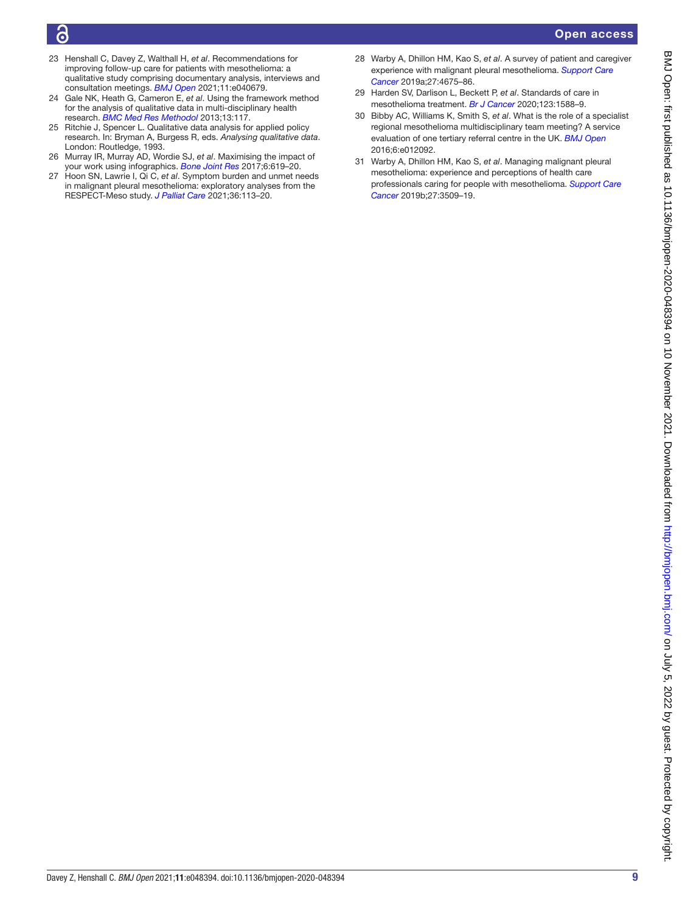23 Henshall C, Davey Z, Walthall H, *et al*. Recommendations for improving follow-up care for patients with mesothelioma: a qualitative study comprising documentary analysis, interviews and consultation meetings. *BMJ Open* 2021;11:e040679.
24 Gale NK, Heath G, Cameron E, *et al*. Using the framework method for the analysis of qualitative data in multi-disciplinary health research. *BMC Med Res Methodol* 2013;13:117.
25 Ritchie J, Spencer L. Qualitative data analysis for applied policy research. In: Bryman A, Burgess R, eds. *Analysing qualitative data*. London: Routledge, 1993.
26 Murray IR, Murray AD, Wordie SJ, *et al*. Maximising the impact of your work using infographics. *Bone Joint Res* 2017;6:619–20.
27 Hoon SN, Lawrie I, Qi C, *et al*. Symptom burden and unmet needs in malignant pleural mesothelioma: exploratory analyses from the RESPECT-Meso study. *J Palliat Care* 2021;36:113–20.
28 Warby A, Dhillon HM, Kao S, *et al*. A survey of patient and caregiver experience with malignant pleural mesothelioma. *Support Care Cancer* 2019a;27:4675–86.
29 Harden SV, Darlison L, Beckett P, *et al*. Standards of care in mesothelioma treatment. *Br J Cancer* 2020;123:1588–9.
30 Bibby AC, Williams K, Smith S, *et al*. What is the role of a specialist regional mesothelioma multidisciplinary team meeting? A service evaluation of one tertiary referral centre in the UK. *BMJ Open* 2016;6:e012092.
31 Warby A, Dhillon HM, Kao S, *et al*. Managing malignant pleural mesothelioma: experience and perceptions of health care professionals caring for people with mesothelioma. *Support Care Cancer* 2019b;27:3509–19.